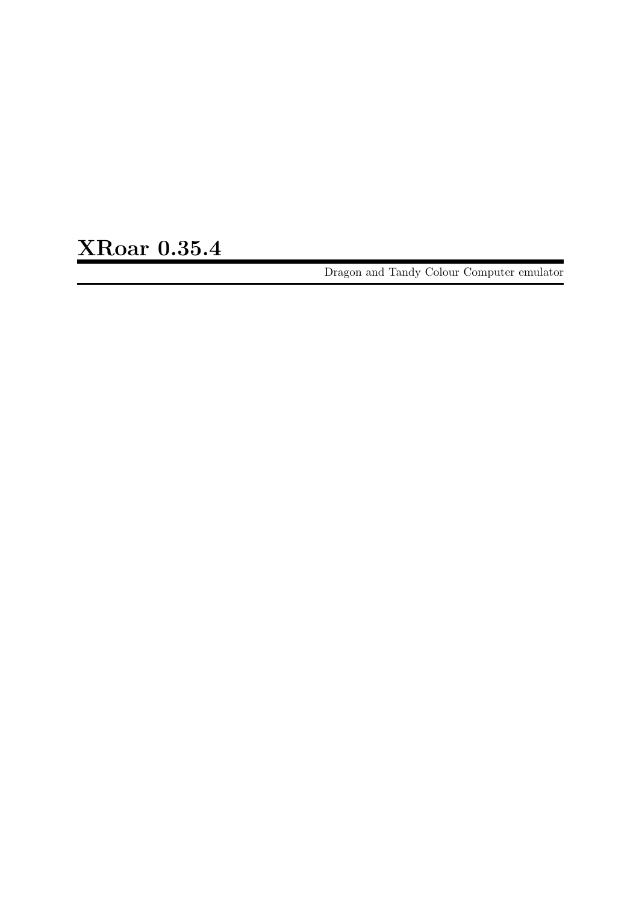# XRoar 0.35.4

Dragon and Tandy Colour Computer emulator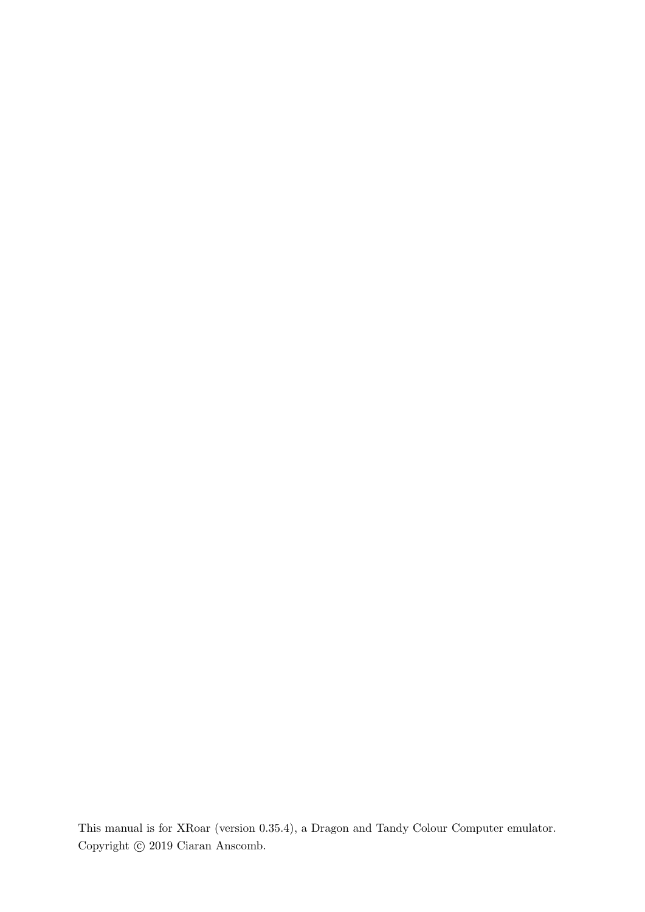This manual is for XRoar (version 0.35.4), a Dragon and Tandy Colour Computer emulator.

Copyright © 2019 Ciaran Anscomb.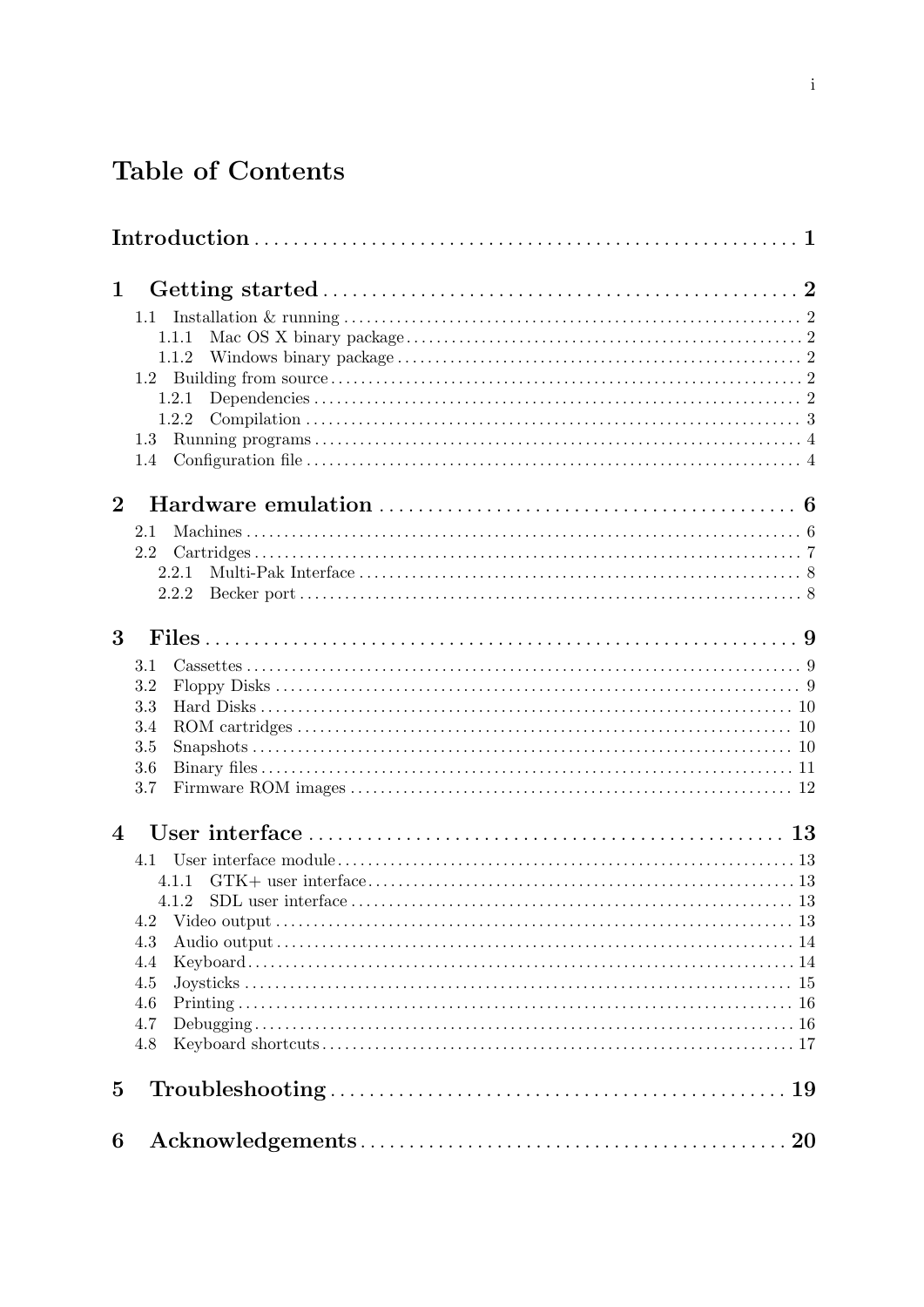# Table of Contents

**Introduction** .......... 1

**1 Getting started** .......... 2

- 1.1 Installation & running .......... 2
  - 1.1.1 Mac OS X binary package .......... 2
  - 1.1.2 Windows binary package .......... 2
- 1.2 Building from source .......... 2
  - 1.2.1 Dependencies .......... 2
  - 1.2.2 Compilation .......... 3
- 1.3 Running programs .......... 4
- 1.4 Configuration file .......... 4

**2 Hardware emulation** .......... 6

- 2.1 Machines .......... 6
- 2.2 Cartridges .......... 7
  - 2.2.1 Multi-Pak Interface .......... 8
  - 2.2.2 Becker port .......... 8

**3 Files** .......... 9

- 3.1 Cassettes .......... 9
- 3.2 Floppy Disks .......... 9
- 3.3 Hard Disks .......... 10
- 3.4 ROM cartridges .......... 10
- 3.5 Snapshots .......... 10
- 3.6 Binary files .......... 11
- 3.7 Firmware ROM images .......... 12

**4 User interface** .......... 13

- 4.1 User interface module .......... 13
  - 4.1.1 GTK+ user interface .......... 13
  - 4.1.2 SDL user interface .......... 13
- 4.2 Video output .......... 13
- 4.3 Audio output .......... 14
- 4.4 Keyboard .......... 14
- 4.5 Joysticks .......... 15
- 4.6 Printing .......... 16
- 4.7 Debugging .......... 16
- 4.8 Keyboard shortcuts .......... 17

**5 Troubleshooting** .......... 19

**6 Acknowledgements** .......... 20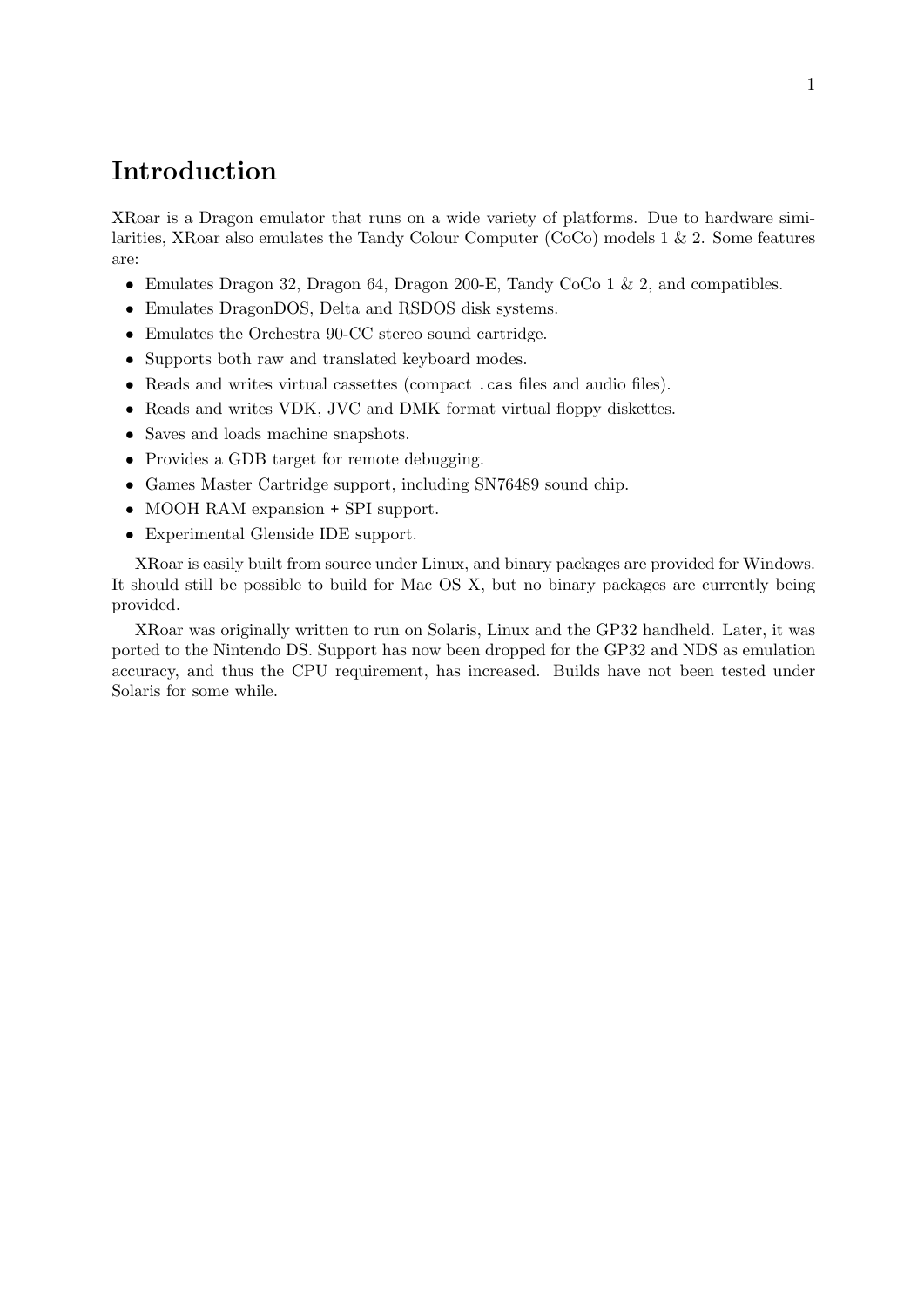# Introduction

XRoar is a Dragon emulator that runs on a wide variety of platforms. Due to hardware similarities, XRoar also emulates the Tandy Colour Computer (CoCo) models 1 & 2. Some features are:

- Emulates Dragon 32, Dragon 64, Dragon 200-E, Tandy CoCo 1 & 2, and compatibles.
- Emulates DragonDOS, Delta and RSDOS disk systems.
- Emulates the Orchestra 90-CC stereo sound cartridge.
- Supports both raw and translated keyboard modes.
- Reads and writes virtual cassettes (compact `.cas` files and audio files).
- Reads and writes VDK, JVC and DMK format virtual floppy diskettes.
- Saves and loads machine snapshots.
- Provides a GDB target for remote debugging.
- Games Master Cartridge support, including SN76489 sound chip.
- MOOH RAM expansion + SPI support.
- Experimental Glenside IDE support.

XRoar is easily built from source under Linux, and binary packages are provided for Windows. It should still be possible to build for Mac OS X, but no binary packages are currently being provided.

XRoar was originally written to run on Solaris, Linux and the GP32 handheld. Later, it was ported to the Nintendo DS. Support has now been dropped for the GP32 and NDS as emulation accuracy, and thus the CPU requirement, has increased. Builds have not been tested under Solaris for some while.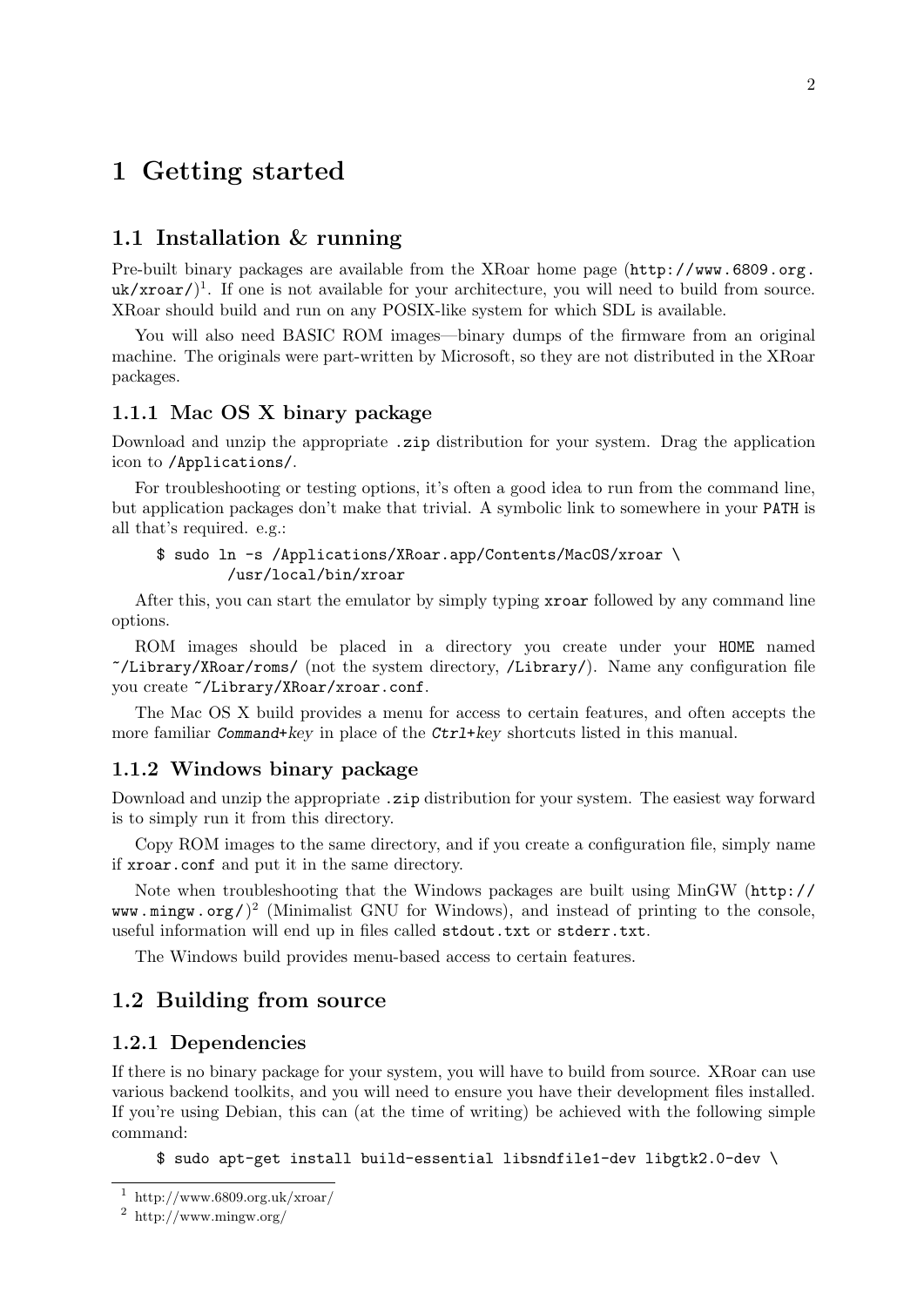# 1 Getting started

## 1.1 Installation & running

Pre-built binary packages are available from the XRoar home page (`http://www.6809.org.uk/xroar/`)[1]. If one is not available for your architecture, you will need to build from source. XRoar should build and run on any POSIX-like system for which SDL is available.

You will also need BASIC ROM images—binary dumps of the firmware from an original machine. The originals were part-written by Microsoft, so they are not distributed in the XRoar packages.

### 1.1.1 Mac OS X binary package

Download and unzip the appropriate `.zip` distribution for your system. Drag the application icon to `/Applications/`.

For troubleshooting or testing options, it's often a good idea to run from the command line, but application packages don't make that trivial. A symbolic link to somewhere in your `PATH` is all that's required. e.g.:

```
$ sudo ln -s /Applications/XRoar.app/Contents/MacOS/xroar \
        /usr/local/bin/xroar
```

After this, you can start the emulator by simply typing `xroar` followed by any command line options.

ROM images should be placed in a directory you create under your `HOME` named `~/Library/XRoar/roms/` (not the system directory, `/Library/`). Name any configuration file you create `~/Library/XRoar/xroar.conf`.

The Mac OS X build provides a menu for access to certain features, and often accepts the more familiar *Command+key* in place of the *Ctrl+key* shortcuts listed in this manual.

### 1.1.2 Windows binary package

Download and unzip the appropriate `.zip` distribution for your system. The easiest way forward is to simply run it from this directory.

Copy ROM images to the same directory, and if you create a configuration file, simply name if `xroar.conf` and put it in the same directory.

Note when troubleshooting that the Windows packages are built using MinGW (`http://www.mingw.org/`)[2] (Minimalist GNU for Windows), and instead of printing to the console, useful information will end up in files called `stdout.txt` or `stderr.txt`.

The Windows build provides menu-based access to certain features.

## 1.2 Building from source

### 1.2.1 Dependencies

If there is no binary package for your system, you will have to build from source. XRoar can use various backend toolkits, and you will need to ensure you have their development files installed. If you're using Debian, this can (at the time of writing) be achieved with the following simple command:

```
$ sudo apt-get install build-essential libsndfile1-dev libgtk2.0-dev \
```

[1] http://www.6809.org.uk/xroar/

[2] http://www.mingw.org/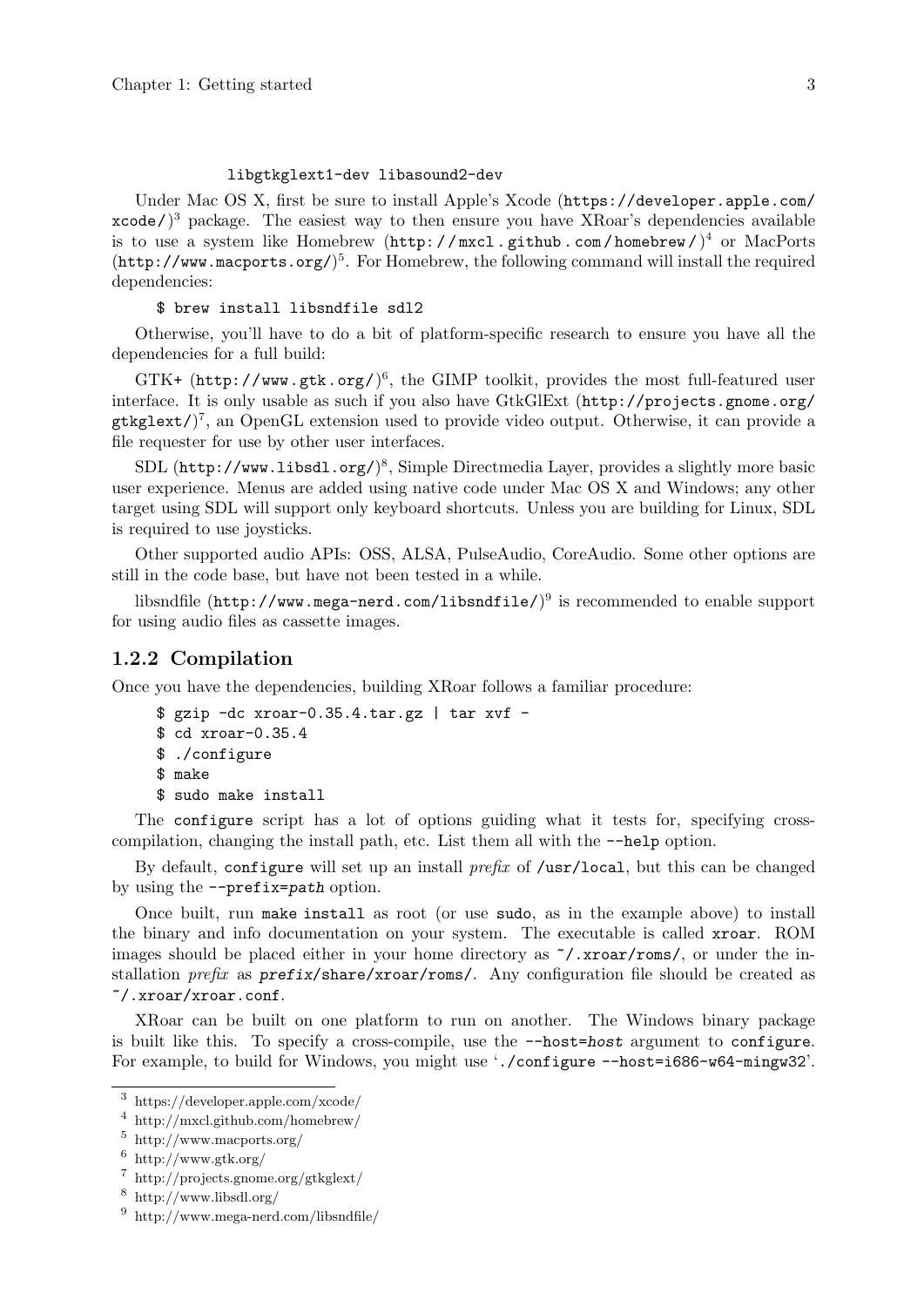```
libgtkglext1-dev libasound2-dev
```

Under Mac OS X, first be sure to install Apple's Xcode (`https://developer.apple.com/xcode/`)[3] package. The easiest way to then ensure you have XRoar's dependencies available is to use a system like Homebrew (`http://mxcl.github.com/homebrew/`)[4] or MacPorts (`http://www.macports.org/`)[5]. For Homebrew, the following command will install the required dependencies:

```
$ brew install libsndfile sdl2
```

Otherwise, you'll have to do a bit of platform-specific research to ensure you have all the dependencies for a full build:

GTK+ (`http://www.gtk.org/`)[6], the GIMP toolkit, provides the most full-featured user interface. It is only usable as such if you also have GtkGlExt (`http://projects.gnome.org/gtkglext/`)[7], an OpenGL extension used to provide video output. Otherwise, it can provide a file requester for use by other user interfaces.

SDL (`http://www.libsdl.org/`)[8], Simple Directmedia Layer, provides a slightly more basic user experience. Menus are added using native code under Mac OS X and Windows; any other target using SDL will support only keyboard shortcuts. Unless you are building for Linux, SDL is required to use joysticks.

Other supported audio APIs: OSS, ALSA, PulseAudio, CoreAudio. Some other options are still in the code base, but have not been tested in a while.

libsndfile (`http://www.mega-nerd.com/libsndfile/`)[9] is recommended to enable support for using audio files as cassette images.

### 1.2.2 Compilation

Once you have the dependencies, building XRoar follows a familiar procedure:

```
$ gzip -dc xroar-0.35.4.tar.gz | tar xvf -
$ cd xroar-0.35.4
$ ./configure
$ make
$ sudo make install
```

The `configure` script has a lot of options guiding what it tests for, specifying cross-compilation, changing the install path, etc. List them all with the `--help` option.

By default, `configure` will set up an install *prefix* of `/usr/local`, but this can be changed by using the `--prefix=path` option.

Once built, run `make install` as root (or use `sudo`, as in the example above) to install the binary and info documentation on your system. The executable is called `xroar`. ROM images should be placed either in your home directory as `~/.xroar/roms/`, or under the installation *prefix* as `prefix/share/xroar/roms/`. Any configuration file should be created as `~/.xroar/xroar.conf`.

XRoar can be built on one platform to run on another. The Windows binary package is built like this. To specify a cross-compile, use the `--host=host` argument to `configure`. For example, to build for Windows, you might use '`./configure --host=i686-w64-mingw32`'.

---

[3] https://developer.apple.com/xcode/

[4] http://mxcl.github.com/homebrew/

[5] http://www.macports.org/

[6] http://www.gtk.org/

[7] http://projects.gnome.org/gtkglext/

[8] http://www.libsdl.org/

[9] http://www.mega-nerd.com/libsndfile/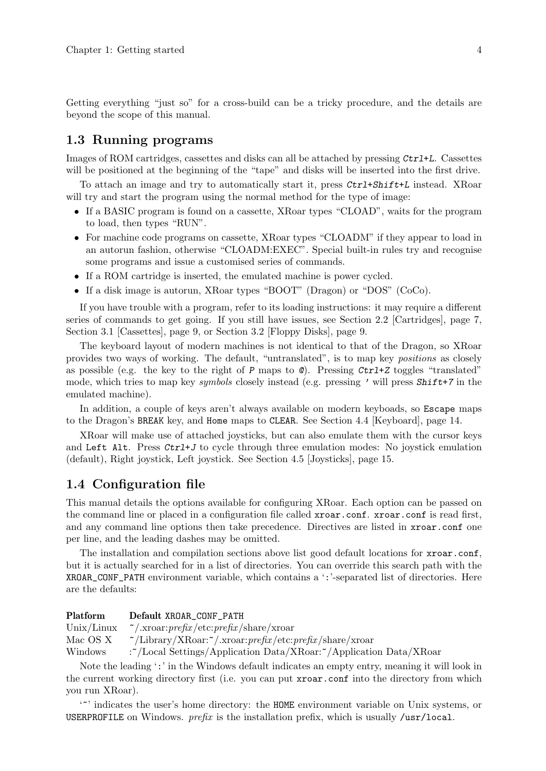Getting everything "just so" for a cross-build can be a tricky procedure, and the details are beyond the scope of this manual.

## 1.3 Running programs

Images of ROM cartridges, cassettes and disks can all be attached by pressing *Ctrl+L*. Cassettes will be positioned at the beginning of the "tape" and disks will be inserted into the first drive.

To attach an image and try to automatically start it, press *Ctrl+Shift+L* instead. XRoar will try and start the program using the normal method for the type of image:

- If a BASIC program is found on a cassette, XRoar types "CLOAD", waits for the program to load, then types "RUN".
- For machine code programs on cassette, XRoar types "CLOADM" if they appear to load in an autorun fashion, otherwise "CLOADM:EXEC". Special built-in rules try and recognise some programs and issue a customised series of commands.
- If a ROM cartridge is inserted, the emulated machine is power cycled.
- If a disk image is autorun, XRoar types "BOOT" (Dragon) or "DOS" (CoCo).

If you have trouble with a program, refer to its loading instructions: it may require a different series of commands to get going. If you still have issues, see Section 2.2 [Cartridges], page 7, Section 3.1 [Cassettes], page 9, or Section 3.2 [Floppy Disks], page 9.

The keyboard layout of modern machines is not identical to that of the Dragon, so XRoar provides two ways of working. The default, "untranslated", is to map key *positions* as closely as possible (e.g. the key to the right of *P* maps to *@*). Pressing *Ctrl+Z* toggles "translated" mode, which tries to map key *symbols* closely instead (e.g. pressing *'* will press *Shift+7* in the emulated machine).

In addition, a couple of keys aren't always available on modern keyboards, so `Escape` maps to the Dragon's `BREAK` key, and `Home` maps to `CLEAR`. See Section 4.4 [Keyboard], page 14.

XRoar will make use of attached joysticks, but can also emulate them with the cursor keys and `Left Alt`. Press *Ctrl+J* to cycle through three emulation modes: No joystick emulation (default), Right joystick, Left joystick. See Section 4.5 [Joysticks], page 15.

## 1.4 Configuration file

This manual details the options available for configuring XRoar. Each option can be passed on the command line or placed in a configuration file called `xroar.conf`. `xroar.conf` is read first, and any command line options then take precedence. Directives are listed in `xroar.conf` one per line, and the leading dashes may be omitted.

The installation and compilation sections above list good default locations for `xroar.conf`, but it is actually searched for in a list of directories. You can override this search path with the `XROAR_CONF_PATH` environment variable, which contains a ':'-separated list of directories. Here are the defaults:

| Platform | Default `XROAR_CONF_PATH` |
|---|---|
| Unix/Linux | ~/.xroar:*prefix*/etc:*prefix*/share/xroar |
| Mac OS X | ~/Library/XRoar:~/.xroar:*prefix*/etc:*prefix*/share/xroar |
| Windows | :~/Local Settings/Application Data/XRoar:~/Application Data/XRoar |

Note the leading ':' in the Windows default indicates an empty entry, meaning it will look in the current working directory first (i.e. you can put `xroar.conf` into the directory from which you run XRoar).

'~' indicates the user's home directory: the `HOME` environment variable on Unix systems, or `USERPROFILE` on Windows. *prefix* is the installation prefix, which is usually `/usr/local`.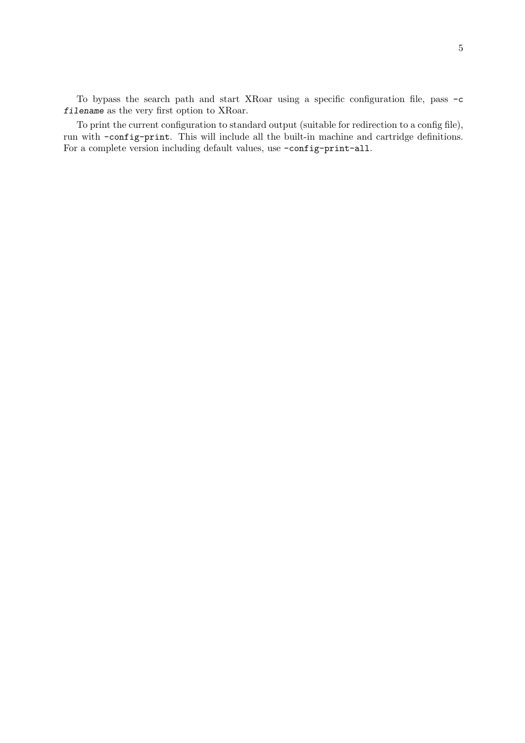To bypass the search path and start XRoar using a specific configuration file, pass `-c` *`filename`* as the very first option to XRoar.

To print the current configuration to standard output (suitable for redirection to a config file), run with `-config-print`. This will include all the built-in machine and cartridge definitions. For a complete version including default values, use `-config-print-all`.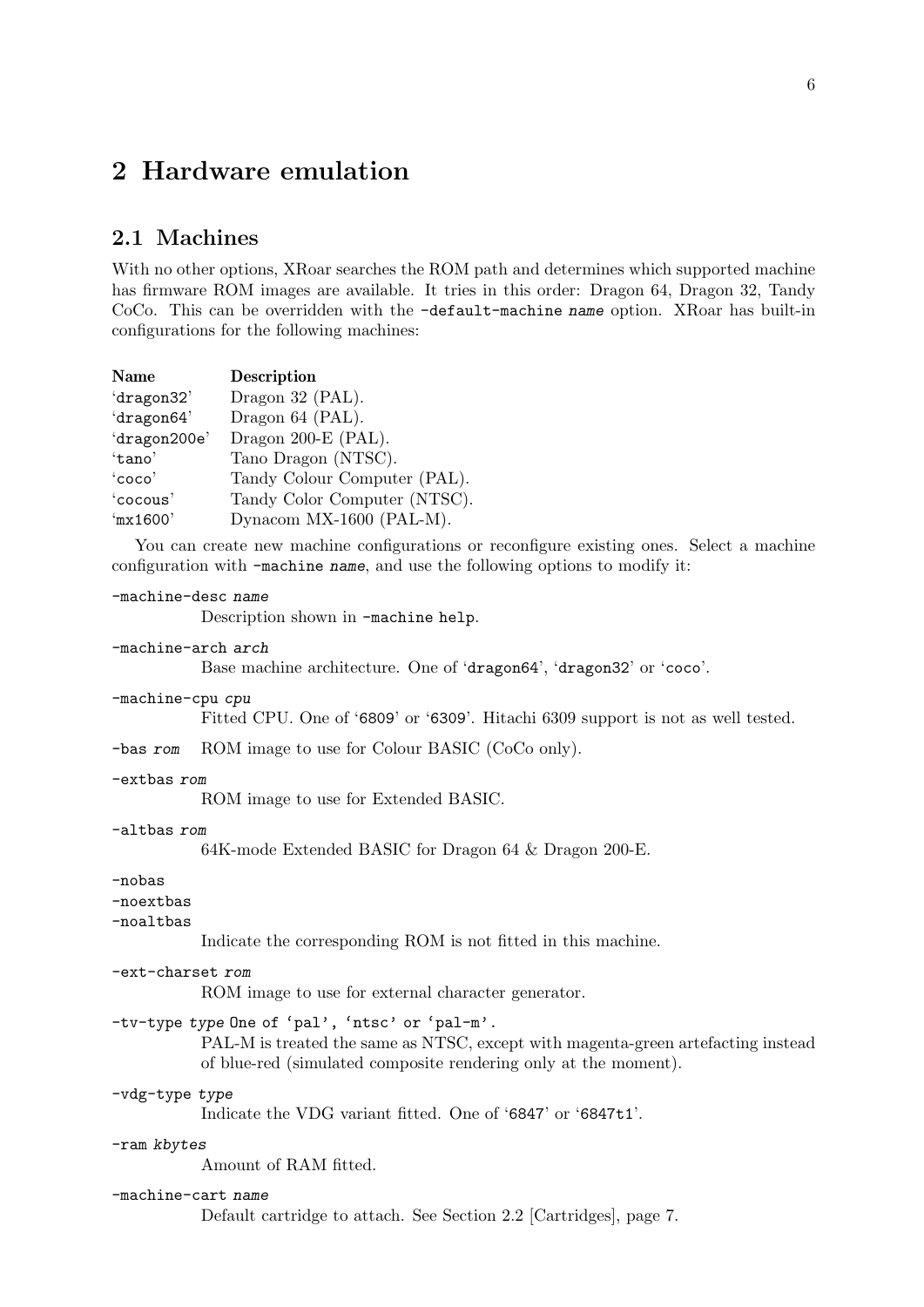# 2 Hardware emulation

## 2.1 Machines

With no other options, XRoar searches the ROM path and determines which supported machine has firmware ROM images are available. It tries in this order: Dragon 64, Dragon 32, Tandy CoCo. This can be overridden with the `-default-machine` *name* option. XRoar has built-in configurations for the following machines:

| Name | Description |
|---|---|
| 'dragon32' | Dragon 32 (PAL). |
| 'dragon64' | Dragon 64 (PAL). |
| 'dragon200e' | Dragon 200-E (PAL). |
| 'tano' | Tano Dragon (NTSC). |
| 'coco' | Tandy Colour Computer (PAL). |
| 'cocous' | Tandy Color Computer (NTSC). |
| 'mx1600' | Dynacom MX-1600 (PAL-M). |

You can create new machine configurations or reconfigure existing ones. Select a machine configuration with `-machine` *name*, and use the following options to modify it:

`-machine-desc` *name*
: Description shown in `-machine help`.

`-machine-arch` *arch*
: Base machine architecture. One of 'dragon64', 'dragon32' or 'coco'.

`-machine-cpu` *cpu*
: Fitted CPU. One of '6809' or '6309'. Hitachi 6309 support is not as well tested.

`-bas` *rom*
: ROM image to use for Colour BASIC (CoCo only).

`-extbas` *rom*
: ROM image to use for Extended BASIC.

`-altbas` *rom*
: 64K-mode Extended BASIC for Dragon 64 & Dragon 200-E.

`-nobas`
`-noextbas`
`-noaltbas`
: Indicate the corresponding ROM is not fitted in this machine.

`-ext-charset` *rom*
: ROM image to use for external character generator.

`-tv-type` *type* One of 'pal', 'ntsc' or 'pal-m'.
: PAL-M is treated the same as NTSC, except with magenta-green artefacting instead of blue-red (simulated composite rendering only at the moment).

`-vdg-type` *type*
: Indicate the VDG variant fitted. One of '6847' or '6847t1'.

`-ram` *kbytes*
: Amount of RAM fitted.

`-machine-cart` *name*
: Default cartridge to attach. See Section 2.2 [Cartridges], page 7.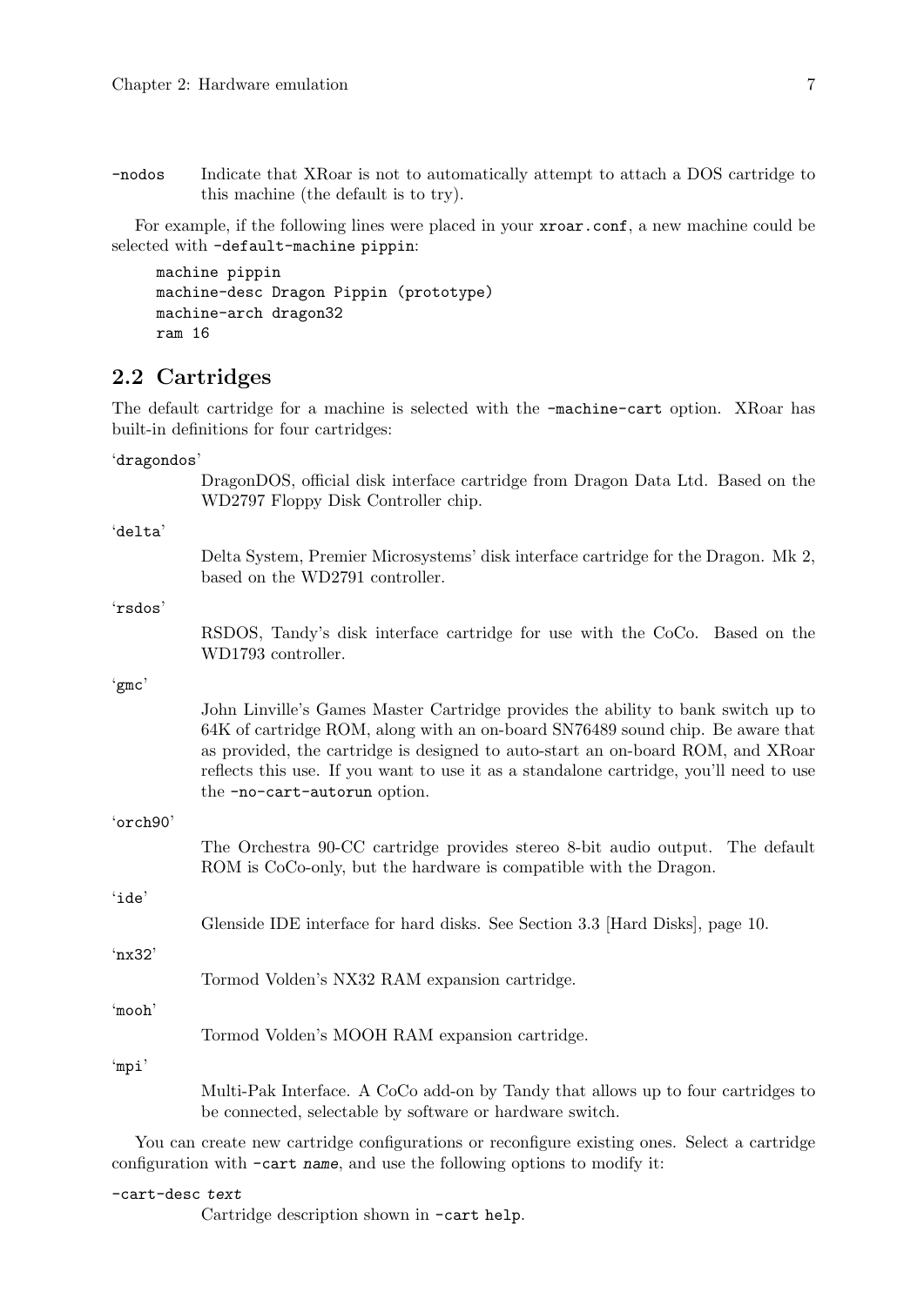`-nodos` Indicate that XRoar is not to automatically attempt to attach a DOS cartridge to this machine (the default is to try).

For example, if the following lines were placed in your `xroar.conf`, a new machine could be selected with `-default-machine pippin`:

```
machine pippin
machine-desc Dragon Pippin (prototype)
machine-arch dragon32
ram 16
```

## 2.2 Cartridges

The default cartridge for a machine is selected with the `-machine-cart` option. XRoar has built-in definitions for four cartridges:

'dragondos'
: DragonDOS, official disk interface cartridge from Dragon Data Ltd. Based on the WD2797 Floppy Disk Controller chip.

'delta'
: Delta System, Premier Microsystems' disk interface cartridge for the Dragon. Mk 2, based on the WD2791 controller.

'rsdos'
: RSDOS, Tandy's disk interface cartridge for use with the CoCo. Based on the WD1793 controller.

'gmc'
: John Linville's Games Master Cartridge provides the ability to bank switch up to 64K of cartridge ROM, along with an on-board SN76489 sound chip. Be aware that as provided, the cartridge is designed to auto-start an on-board ROM, and XRoar reflects this use. If you want to use it as a standalone cartridge, you'll need to use the `-no-cart-autorun` option.

'orch90'
: The Orchestra 90-CC cartridge provides stereo 8-bit audio output. The default ROM is CoCo-only, but the hardware is compatible with the Dragon.

'ide'
: Glenside IDE interface for hard disks. See Section 3.3 [Hard Disks], page 10.

'nx32'
: Tormod Volden's NX32 RAM expansion cartridge.

'mooh'
: Tormod Volden's MOOH RAM expansion cartridge.

'mpi'
: Multi-Pak Interface. A CoCo add-on by Tandy that allows up to four cartridges to be connected, selectable by software or hardware switch.

You can create new cartridge configurations or reconfigure existing ones. Select a cartridge configuration with `-cart name`, and use the following options to modify it:

`-cart-desc text`
: Cartridge description shown in `-cart help`.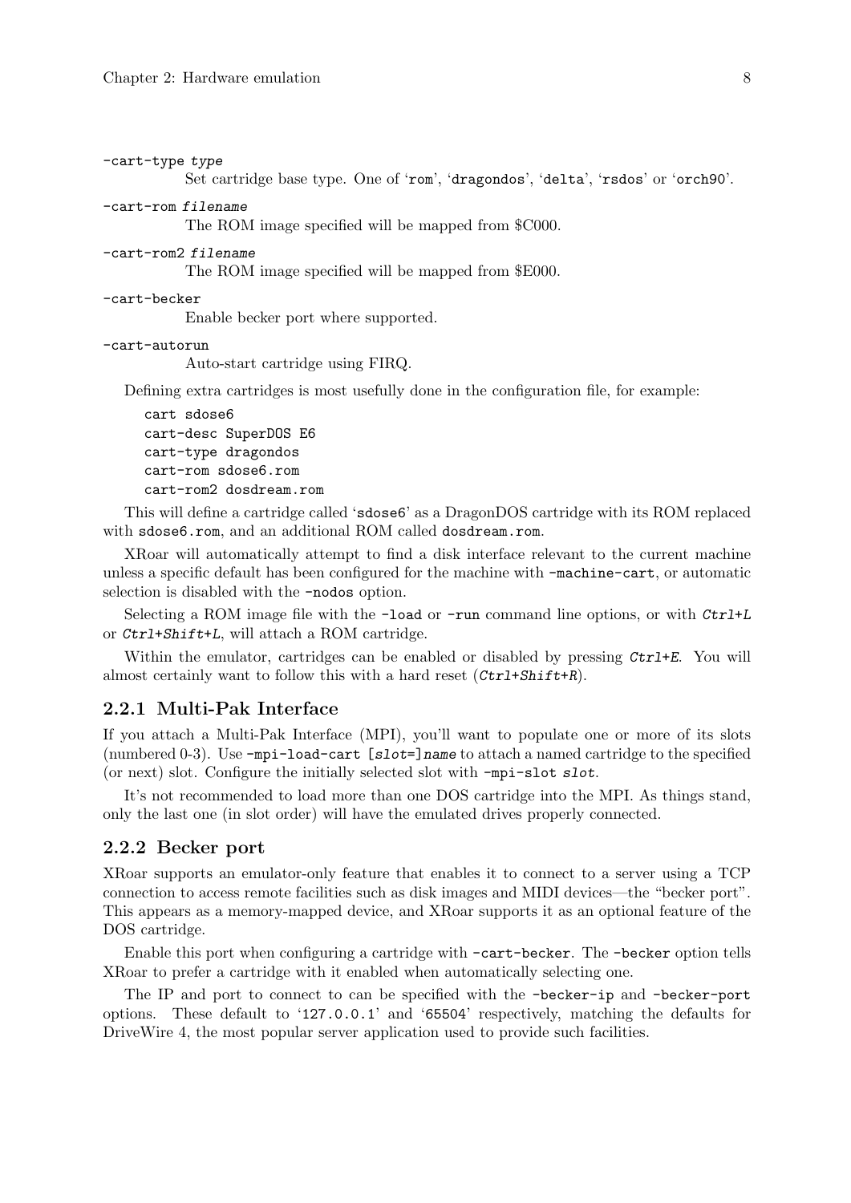`-cart-type type`
: Set cartridge base type. One of '`rom`', '`dragondos`', '`delta`', '`rsdos`' or '`orch90`'.

`-cart-rom filename`
: The ROM image specified will be mapped from $C000.

`-cart-rom2 filename`
: The ROM image specified will be mapped from $E000.

`-cart-becker`
: Enable becker port where supported.

`-cart-autorun`
: Auto-start cartridge using FIRQ.

Defining extra cartridges is most usefully done in the configuration file, for example:

```
cart sdose6
cart-desc SuperDOS E6
cart-type dragondos
cart-rom sdose6.rom
cart-rom2 dosdream.rom
```

This will define a cartridge called '`sdose6`' as a DragonDOS cartridge with its ROM replaced with `sdose6.rom`, and an additional ROM called `dosdream.rom`.

XRoar will automatically attempt to find a disk interface relevant to the current machine unless a specific default has been configured for the machine with `-machine-cart`, or automatic selection is disabled with the `-nodos` option.

Selecting a ROM image file with the `-load` or `-run` command line options, or with *Ctrl+L* or *Ctrl+Shift+L*, will attach a ROM cartridge.

Within the emulator, cartridges can be enabled or disabled by pressing *Ctrl+E*. You will almost certainly want to follow this with a hard reset (*Ctrl+Shift+R*).

### 2.2.1 Multi-Pak Interface

If you attach a Multi-Pak Interface (MPI), you'll want to populate one or more of its slots (numbered 0-3). Use `-mpi-load-cart [slot=]name` to attach a named cartridge to the specified (or next) slot. Configure the initially selected slot with `-mpi-slot slot`.

It's not recommended to load more than one DOS cartridge into the MPI. As things stand, only the last one (in slot order) will have the emulated drives properly connected.

### 2.2.2 Becker port

XRoar supports an emulator-only feature that enables it to connect to a server using a TCP connection to access remote facilities such as disk images and MIDI devices—the "becker port". This appears as a memory-mapped device, and XRoar supports it as an optional feature of the DOS cartridge.

Enable this port when configuring a cartridge with `-cart-becker`. The `-becker` option tells XRoar to prefer a cartridge with it enabled when automatically selecting one.

The IP and port to connect to can be specified with the `-becker-ip` and `-becker-port` options. These default to '`127.0.0.1`' and '`65504`' respectively, matching the defaults for DriveWire 4, the most popular server application used to provide such facilities.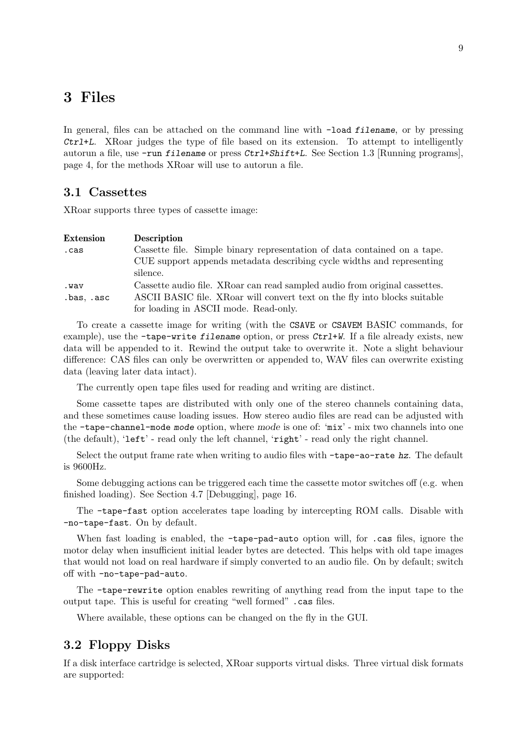# 3 Files

In general, files can be attached on the command line with `-load filename`, or by pressing *Ctrl+L*. XRoar judges the type of file based on its extension. To attempt to intelligently autorun a file, use `-run filename` or press *Ctrl+Shift+L*. See Section 1.3 [Running programs], page 4, for the methods XRoar will use to autorun a file.

## 3.1 Cassettes

XRoar supports three types of cassette image:

| Extension | Description |
| --- | --- |
| `.cas` | Cassette file. Simple binary representation of data contained on a tape. CUE support appends metadata describing cycle widths and representing silence. |
| `.wav` | Cassette audio file. XRoar can read sampled audio from original cassettes. |
| `.bas`, `.asc` | ASCII BASIC file. XRoar will convert text on the fly into blocks suitable for loading in ASCII mode. Read-only. |

To create a cassette image for writing (with the `CSAVE` or `CSAVEM` BASIC commands, for example), use the `-tape-write filename` option, or press *Ctrl+W*. If a file already exists, new data will be appended to it. Rewind the output take to overwrite it. Note a slight behaviour difference: CAS files can only be overwritten or appended to, WAV files can overwrite existing data (leaving later data intact).

The currently open tape files used for reading and writing are distinct.

Some cassette tapes are distributed with only one of the stereo channels containing data, and these sometimes cause loading issues. How stereo audio files are read can be adjusted with the `-tape-channel-mode mode` option, where *mode* is one of: '`mix`' - mix two channels into one (the default), '`left`' - read only the left channel, '`right`' - read only the right channel.

Select the output frame rate when writing to audio files with `-tape-ao-rate hz`. The default is 9600Hz.

Some debugging actions can be triggered each time the cassette motor switches off (e.g. when finished loading). See Section 4.7 [Debugging], page 16.

The `-tape-fast` option accelerates tape loading by intercepting ROM calls. Disable with `-no-tape-fast`. On by default.

When fast loading is enabled, the `-tape-pad-auto` option will, for `.cas` files, ignore the motor delay when insufficient initial leader bytes are detected. This helps with old tape images that would not load on real hardware if simply converted to an audio file. On by default; switch off with `-no-tape-pad-auto`.

The `-tape-rewrite` option enables rewriting of anything read from the input tape to the output tape. This is useful for creating "well formed" `.cas` files.

Where available, these options can be changed on the fly in the GUI.

## 3.2 Floppy Disks

If a disk interface cartridge is selected, XRoar supports virtual disks. Three virtual disk formats are supported: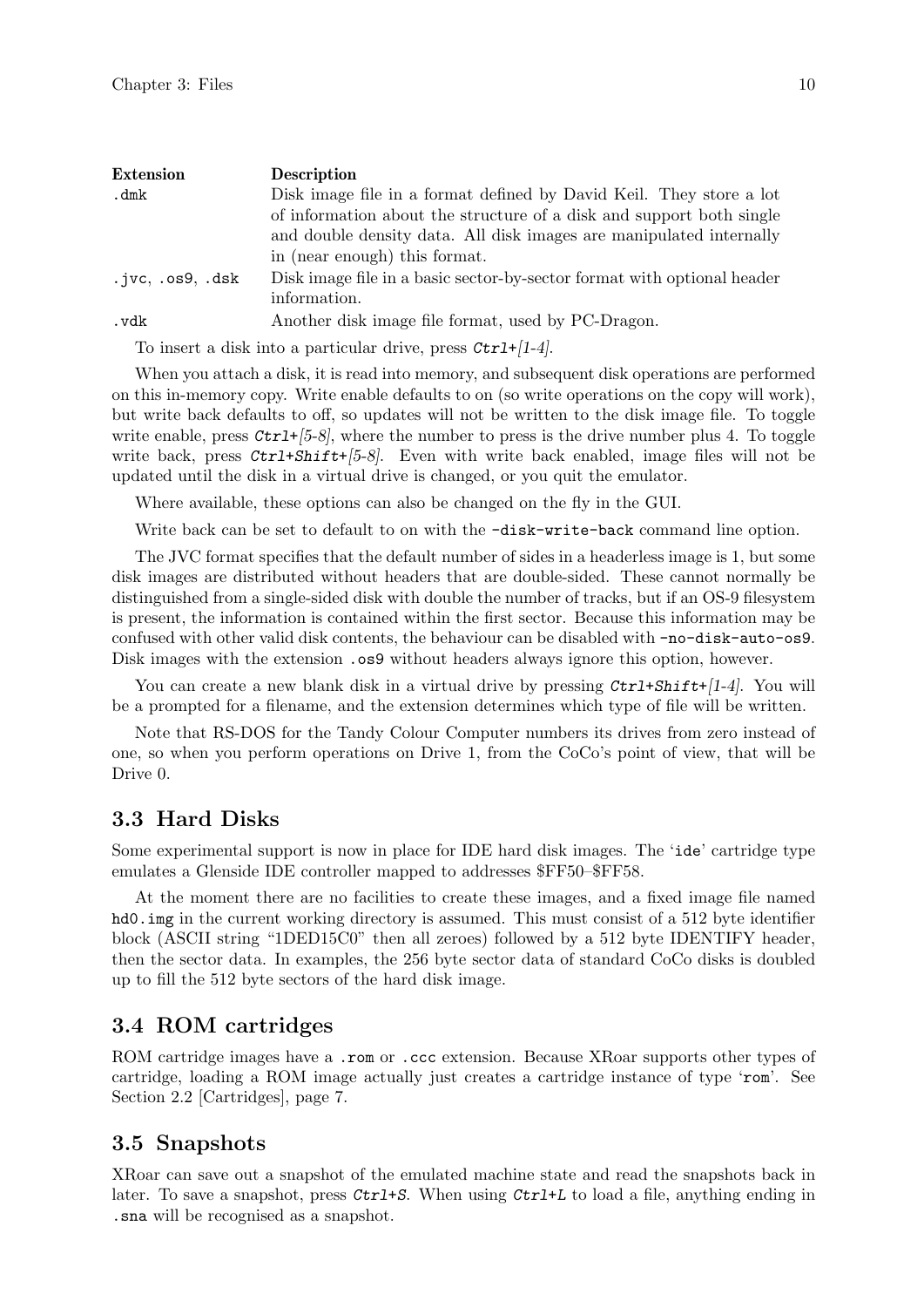| Extension | Description |
|---|---|
| `.dmk` | Disk image file in a format defined by David Keil. They store a lot of information about the structure of a disk and support both single and double density data. All disk images are manipulated internally in (near enough) this format. |
| `.jvc`, `.os9`, `.dsk` | Disk image file in a basic sector-by-sector format with optional header information. |
| `.vdk` | Another disk image file format, used by PC-Dragon. |

To insert a disk into a particular drive, press *`Ctrl`+[1-4]*.

When you attach a disk, it is read into memory, and subsequent disk operations are performed on this in-memory copy. Write enable defaults to on (so write operations on the copy will work), but write back defaults to off, so updates will not be written to the disk image file. To toggle write enable, press *`Ctrl`+[5-8]*, where the number to press is the drive number plus 4. To toggle write back, press *`Ctrl`+`Shift`+[5-8]*. Even with write back enabled, image files will not be updated until the disk in a virtual drive is changed, or you quit the emulator.

Where available, these options can also be changed on the fly in the GUI.

Write back can be set to default to on with the `-disk-write-back` command line option.

The JVC format specifies that the default number of sides in a headerless image is 1, but some disk images are distributed without headers that are double-sided. These cannot normally be distinguished from a single-sided disk with double the number of tracks, but if an OS-9 filesystem is present, the information is contained within the first sector. Because this information may be confused with other valid disk contents, the behaviour can be disabled with `-no-disk-auto-os9`. Disk images with the extension `.os9` without headers always ignore this option, however.

You can create a new blank disk in a virtual drive by pressing *`Ctrl`+`Shift`+[1-4]*. You will be a prompted for a filename, and the extension determines which type of file will be written.

Note that RS-DOS for the Tandy Colour Computer numbers its drives from zero instead of one, so when you perform operations on Drive 1, from the CoCo's point of view, that will be Drive 0.

## 3.3 Hard Disks

Some experimental support is now in place for IDE hard disk images. The '`ide`' cartridge type emulates a Glenside IDE controller mapped to addresses $FF50–$FF58.

At the moment there are no facilities to create these images, and a fixed image file named `hd0.img` in the current working directory is assumed. This must consist of a 512 byte identifier block (ASCII string "1DED15C0" then all zeroes) followed by a 512 byte IDENTIFY header, then the sector data. In examples, the 256 byte sector data of standard CoCo disks is doubled up to fill the 512 byte sectors of the hard disk image.

## 3.4 ROM cartridges

ROM cartridge images have a `.rom` or `.ccc` extension. Because XRoar supports other types of cartridge, loading a ROM image actually just creates a cartridge instance of type '`rom`'. See Section 2.2 [Cartridges], page 7.

## 3.5 Snapshots

XRoar can save out a snapshot of the emulated machine state and read the snapshots back in later. To save a snapshot, press *`Ctrl`+`S`*. When using *`Ctrl`+`L`* to load a file, anything ending in `.sna` will be recognised as a snapshot.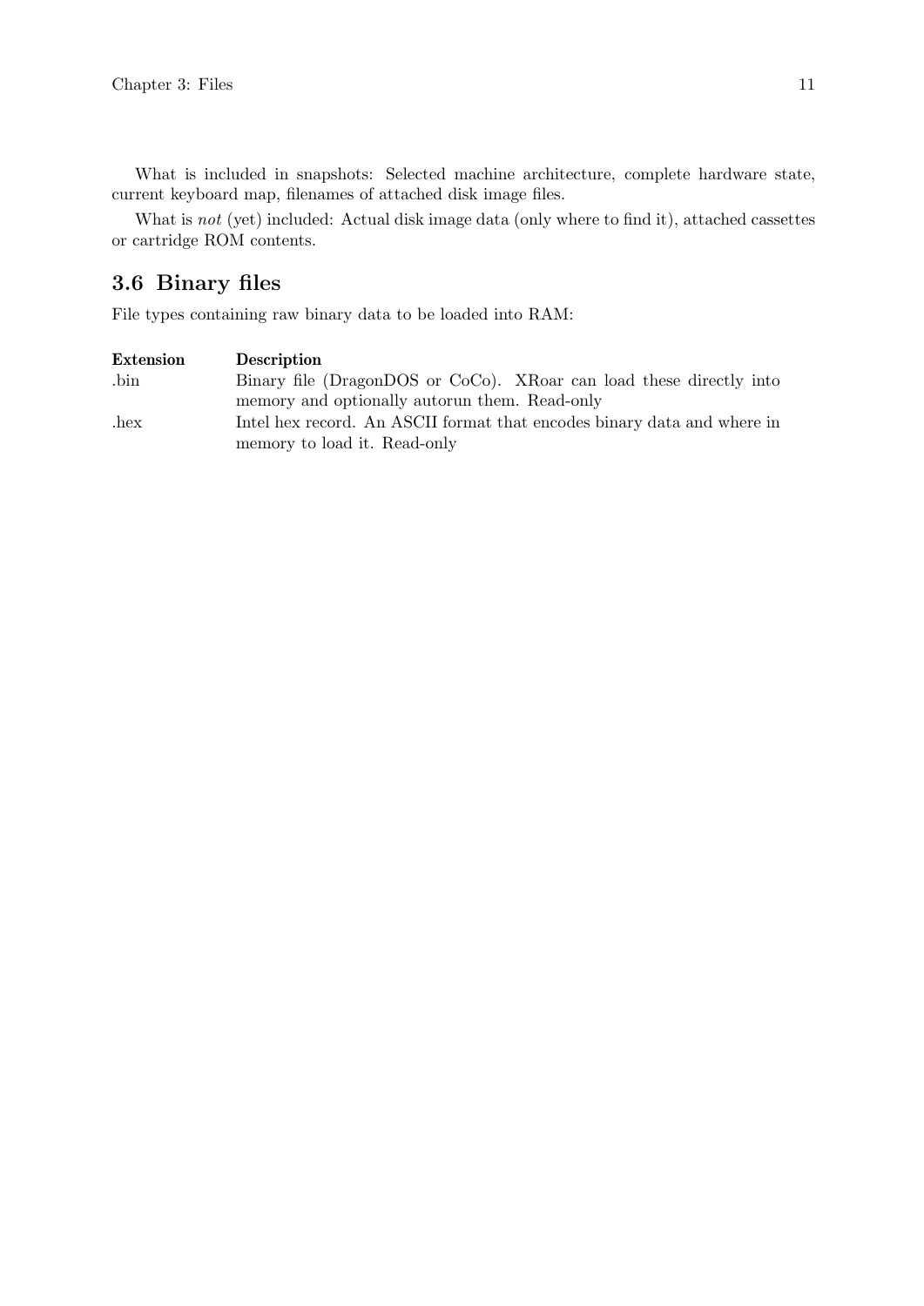What is included in snapshots: Selected machine architecture, complete hardware state, current keyboard map, filenames of attached disk image files.

What is *not* (yet) included: Actual disk image data (only where to find it), attached cassettes or cartridge ROM contents.

## 3.6 Binary files

File types containing raw binary data to be loaded into RAM:

| Extension | Description |
|---|---|
| .bin | Binary file (DragonDOS or CoCo). XRoar can load these directly into memory and optionally autorun them. Read-only |
| .hex | Intel hex record. An ASCII format that encodes binary data and where in memory to load it. Read-only |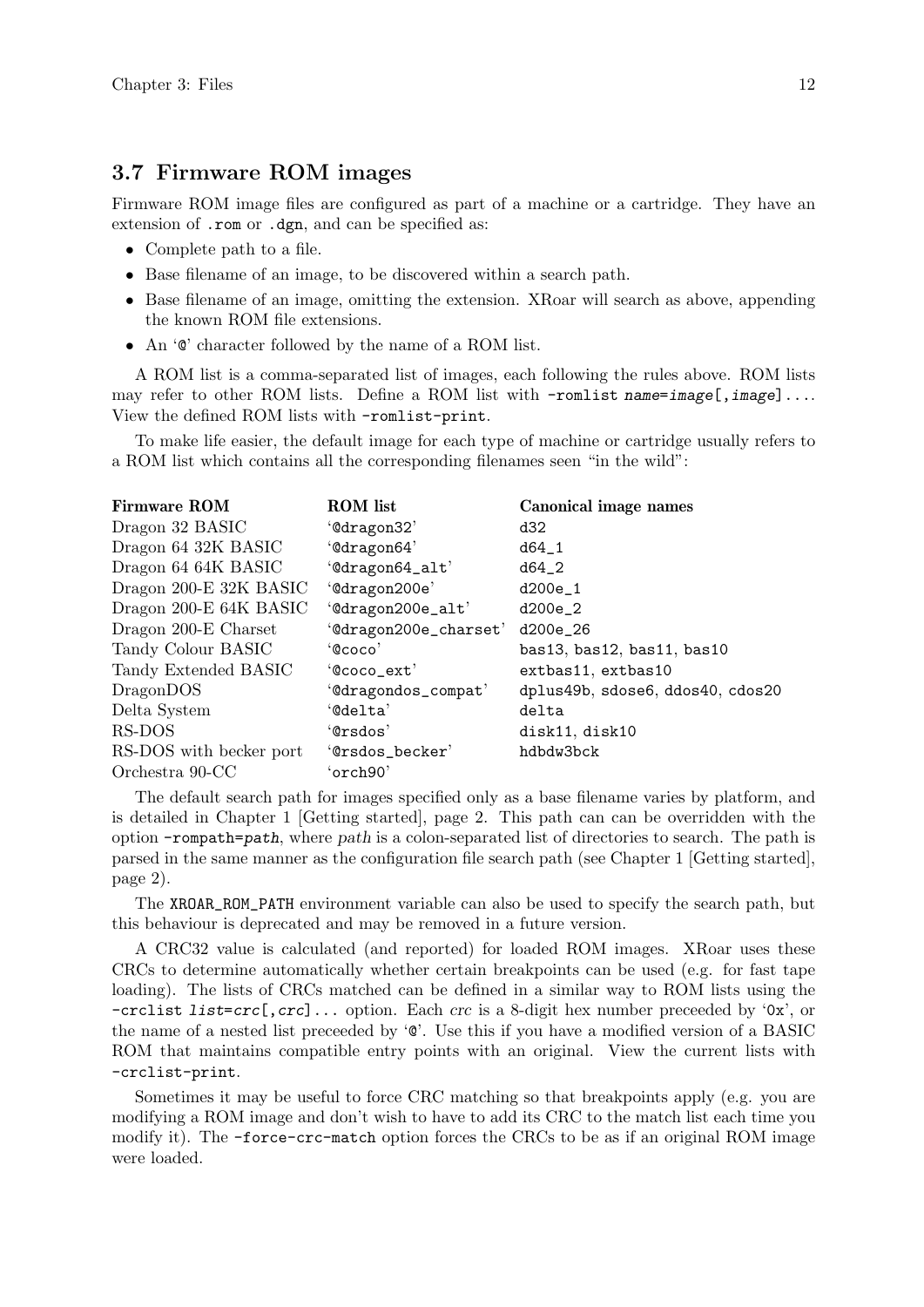## 3.7 Firmware ROM images

Firmware ROM image files are configured as part of a machine or a cartridge. They have an extension of `.rom` or `.dgn`, and can be specified as:

- Complete path to a file.
- Base filename of an image, to be discovered within a search path.
- Base filename of an image, omitting the extension. XRoar will search as above, appending the known ROM file extensions.
- An '`@`' character followed by the name of a ROM list.

A ROM list is a comma-separated list of images, each following the rules above. ROM lists may refer to other ROM lists. Define a ROM list with `-romlist name=image[,image]...`. View the defined ROM lists with `-romlist-print`.

To make life easier, the default image for each type of machine or cartridge usually refers to a ROM list which contains all the corresponding filenames seen "in the wild":

| Firmware ROM | ROM list | Canonical image names |
| --- | --- | --- |
| Dragon 32 BASIC | '`@dragon32`' | `d32` |
| Dragon 64 32K BASIC | '`@dragon64`' | `d64_1` |
| Dragon 64 64K BASIC | '`@dragon64_alt`' | `d64_2` |
| Dragon 200-E 32K BASIC | '`@dragon200e`' | `d200e_1` |
| Dragon 200-E 64K BASIC | '`@dragon200e_alt`' | `d200e_2` |
| Dragon 200-E Charset | '`@dragon200e_charset`' | `d200e_26` |
| Tandy Colour BASIC | '`@coco`' | `bas13, bas12, bas11, bas10` |
| Tandy Extended BASIC | '`@coco_ext`' | `extbas11, extbas10` |
| DragonDOS | '`@dragondos_compat`' | `dplus49b, sdose6, ddos40, cdos20` |
| Delta System | '`@delta`' | `delta` |
| RS-DOS | '`@rsdos`' | `disk11, disk10` |
| RS-DOS with becker port | '`@rsdos_becker`' | `hdbdw3bck` |
| Orchestra 90-CC | '`orch90`' | |

The default search path for images specified only as a base filename varies by platform, and is detailed in Chapter 1 [Getting started], page 2. This path can can be overridden with the option `-rompath=path`, where *path* is a colon-separated list of directories to search. The path is parsed in the same manner as the configuration file search path (see Chapter 1 [Getting started], page 2).

The `XROAR_ROM_PATH` environment variable can also be used to specify the search path, but this behaviour is deprecated and may be removed in a future version.

A CRC32 value is calculated (and reported) for loaded ROM images. XRoar uses these CRCs to determine automatically whether certain breakpoints can be used (e.g. for fast tape loading). The lists of CRCs matched can be defined in a similar way to ROM lists using the `-crclist list=crc[,crc]...` option. Each *crc* is a 8-digit hex number preceeded by '`0x`', or the name of a nested list preceeded by '`@`'. Use this if you have a modified version of a BASIC ROM that maintains compatible entry points with an original. View the current lists with `-crclist-print`.

Sometimes it may be useful to force CRC matching so that breakpoints apply (e.g. you are modifying a ROM image and don't wish to have to add its CRC to the match list each time you modify it). The `-force-crc-match` option forces the CRCs to be as if an original ROM image were loaded.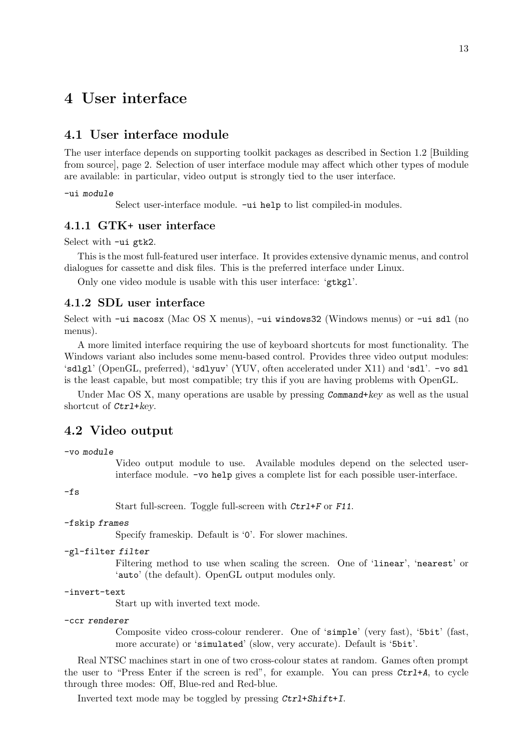# 4 User interface

## 4.1 User interface module

The user interface depends on supporting toolkit packages as described in Section 1.2 [Building from source], page 2. Selection of user interface module may affect which other types of module are available: in particular, video output is strongly tied to the user interface.

`-ui module`
: Select user-interface module. `-ui help` to list compiled-in modules.

### 4.1.1 GTK+ user interface

Select with `-ui gtk2`.

This is the most full-featured user interface. It provides extensive dynamic menus, and control dialogues for cassette and disk files. This is the preferred interface under Linux.

Only one video module is usable with this user interface: '`gtkgl`'.

### 4.1.2 SDL user interface

Select with `-ui macosx` (Mac OS X menus), `-ui windows32` (Windows menus) or `-ui sdl` (no menus).

A more limited interface requiring the use of keyboard shortcuts for most functionality. The Windows variant also includes some menu-based control. Provides three video output modules: '`sdlgl`' (OpenGL, preferred), '`sdlyuv`' (YUV, often accelerated under X11) and '`sdl`'. `-vo sdl` is the least capable, but most compatible; try this if you are having problems with OpenGL.

Under Mac OS X, many operations are usable by pressing *Command+key* as well as the usual shortcut of *Ctrl+key*.

## 4.2 Video output

`-vo module`
: Video output module to use. Available modules depend on the selected user-interface module. `-vo help` gives a complete list for each possible user-interface.

`-fs`
: Start full-screen. Toggle full-screen with *Ctrl+F* or *F11*.

`-fskip frames`
: Specify frameskip. Default is '`0`'. For slower machines.

`-gl-filter filter`
: Filtering method to use when scaling the screen. One of '`linear`', '`nearest`' or '`auto`' (the default). OpenGL output modules only.

`-invert-text`
: Start up with inverted text mode.

`-ccr renderer`
: Composite video cross-colour renderer. One of '`simple`' (very fast), '`5bit`' (fast, more accurate) or '`simulated`' (slow, very accurate). Default is '`5bit`'.

Real NTSC machines start in one of two cross-colour states at random. Games often prompt the user to "Press Enter if the screen is red", for example. You can press *Ctrl+A*, to cycle through three modes: Off, Blue-red and Red-blue.

Inverted text mode may be toggled by pressing *Ctrl+Shift+I*.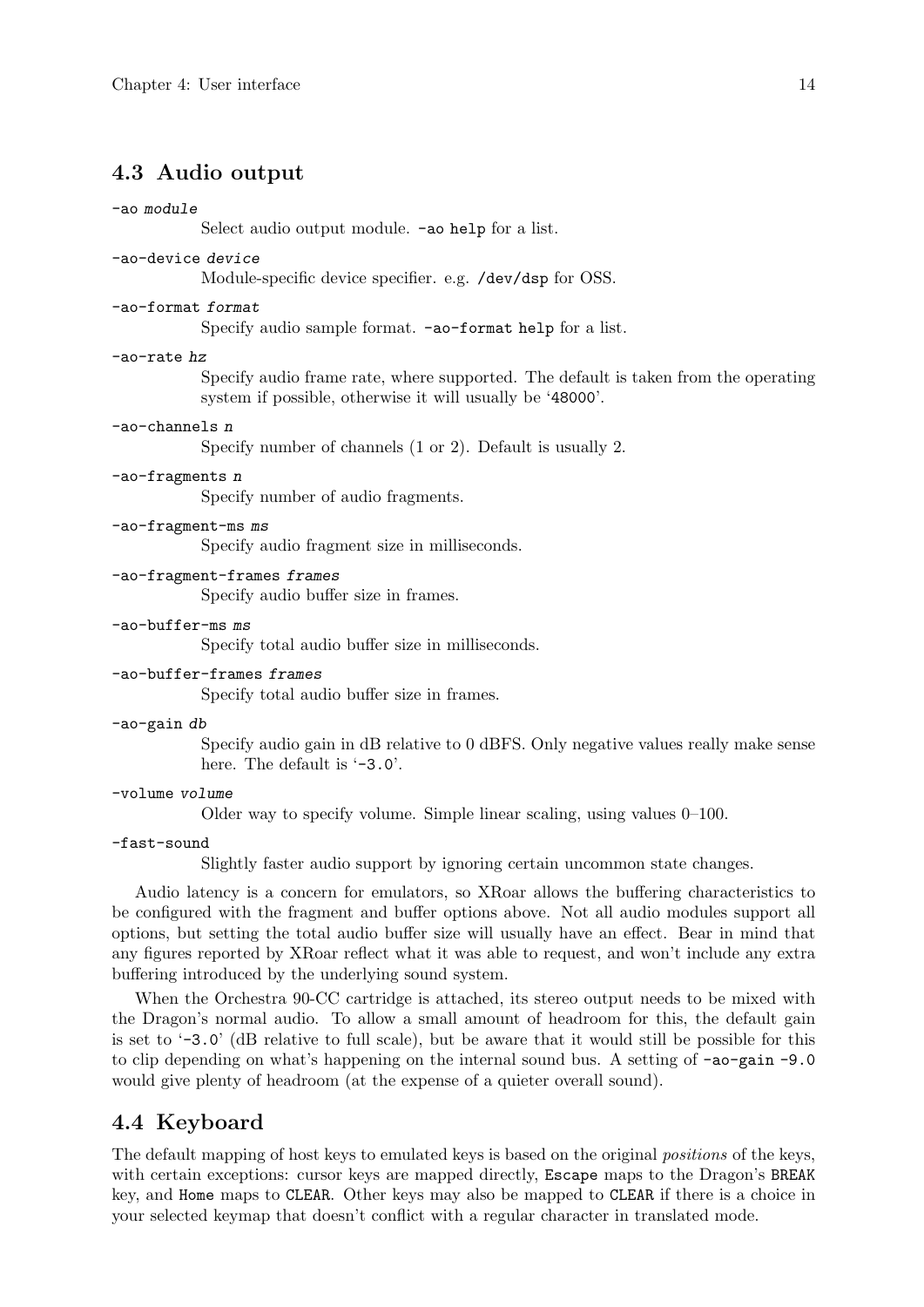## 4.3 Audio output

`-ao` *module*
: Select audio output module. `-ao help` for a list.

`-ao-device` *device*
: Module-specific device specifier. e.g. `/dev/dsp` for OSS.

`-ao-format` *format*
: Specify audio sample format. `-ao-format help` for a list.

`-ao-rate` *hz*
: Specify audio frame rate, where supported. The default is taken from the operating system if possible, otherwise it will usually be '`48000`'.

`-ao-channels` *n*
: Specify number of channels (1 or 2). Default is usually 2.

`-ao-fragments` *n*
: Specify number of audio fragments.

`-ao-fragment-ms` *ms*
: Specify audio fragment size in milliseconds.

`-ao-fragment-frames` *frames*
: Specify audio buffer size in frames.

`-ao-buffer-ms` *ms*
: Specify total audio buffer size in milliseconds.

`-ao-buffer-frames` *frames*
: Specify total audio buffer size in frames.

`-ao-gain` *db*
: Specify audio gain in dB relative to 0 dBFS. Only negative values really make sense here. The default is '`-3.0`'.

`-volume` *volume*
: Older way to specify volume. Simple linear scaling, using values 0–100.

`-fast-sound`
: Slightly faster audio support by ignoring certain uncommon state changes.

Audio latency is a concern for emulators, so XRoar allows the buffering characteristics to be configured with the fragment and buffer options above. Not all audio modules support all options, but setting the total audio buffer size will usually have an effect. Bear in mind that any figures reported by XRoar reflect what it was able to request, and won't include any extra buffering introduced by the underlying sound system.

When the Orchestra 90-CC cartridge is attached, its stereo output needs to be mixed with the Dragon's normal audio. To allow a small amount of headroom for this, the default gain is set to '`-3.0`' (dB relative to full scale), but be aware that it would still be possible for this to clip depending on what's happening on the internal sound bus. A setting of `-ao-gain -9.0` would give plenty of headroom (at the expense of a quieter overall sound).

## 4.4 Keyboard

The default mapping of host keys to emulated keys is based on the original *positions* of the keys, with certain exceptions: cursor keys are mapped directly, `Escape` maps to the Dragon's `BREAK` key, and `Home` maps to `CLEAR`. Other keys may also be mapped to `CLEAR` if there is a choice in your selected keymap that doesn't conflict with a regular character in translated mode.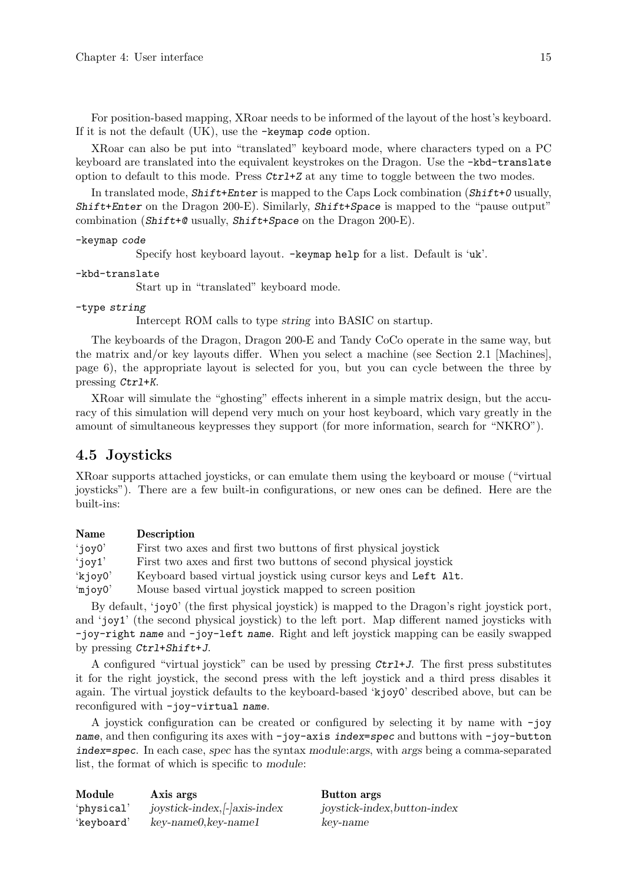For position-based mapping, XRoar needs to be informed of the layout of the host's keyboard. If it is not the default (UK), use the `-keymap code` option.

XRoar can also be put into "translated" keyboard mode, where characters typed on a PC keyboard are translated into the equivalent keystrokes on the Dragon. Use the `-kbd-translate` option to default to this mode. Press *Ctrl+Z* at any time to toggle between the two modes.

In translated mode, *Shift+Enter* is mapped to the Caps Lock combination (*Shift+0* usually, *Shift+Enter* on the Dragon 200-E). Similarly, *Shift+Space* is mapped to the "pause output" combination (*Shift+@* usually, *Shift+Space* on the Dragon 200-E).

`-keymap code`
: Specify host keyboard layout. `-keymap help` for a list. Default is 'uk'.

`-kbd-translate`
: Start up in "translated" keyboard mode.

`-type string`
: Intercept ROM calls to type *string* into BASIC on startup.

The keyboards of the Dragon, Dragon 200-E and Tandy CoCo operate in the same way, but the matrix and/or key layouts differ. When you select a machine (see Section 2.1 [Machines], page 6), the appropriate layout is selected for you, but you can cycle between the three by pressing *Ctrl+K*.

XRoar will simulate the "ghosting" effects inherent in a simple matrix design, but the accuracy of this simulation will depend very much on your host keyboard, which vary greatly in the amount of simultaneous keypresses they support (for more information, search for "NKRO").

## 4.5 Joysticks

XRoar supports attached joysticks, or can emulate them using the keyboard or mouse ("virtual joysticks"). There are a few built-in configurations, or new ones can be defined. Here are the built-ins:

| Name | Description |
|---|---|
| 'joy0' | First two axes and first two buttons of first physical joystick |
| 'joy1' | First two axes and first two buttons of second physical joystick |
| 'kjoy0' | Keyboard based virtual joystick using cursor keys and `Left Alt`. |
| 'mjoy0' | Mouse based virtual joystick mapped to screen position |

By default, 'joy0' (the first physical joystick) is mapped to the Dragon's right joystick port, and 'joy1' (the second physical joystick) to the left port. Map different named joysticks with `-joy-right name` and `-joy-left name`. Right and left joystick mapping can be easily swapped by pressing *Ctrl+Shift+J*.

A configured "virtual joystick" can be used by pressing *Ctrl+J*. The first press substitutes it for the right joystick, the second press with the left joystick and a third press disables it again. The virtual joystick defaults to the keyboard-based 'kjoy0' described above, but can be reconfigured with `-joy-virtual name`.

A joystick configuration can be created or configured by selecting it by name with `-joy name`, and then configuring its axes with `-joy-axis index=spec` and buttons with `-joy-button index=spec`. In each case, *spec* has the syntax *module*:*args*, with *args* being a comma-separated list, the format of which is specific to *module*:

| Module | Axis args | Button args |
|---|---|---|
| 'physical' | *joystick-index,[-]axis-index* | *joystick-index,button-index* |
| 'keyboard' | *key-name0,key-name1* | *key-name* |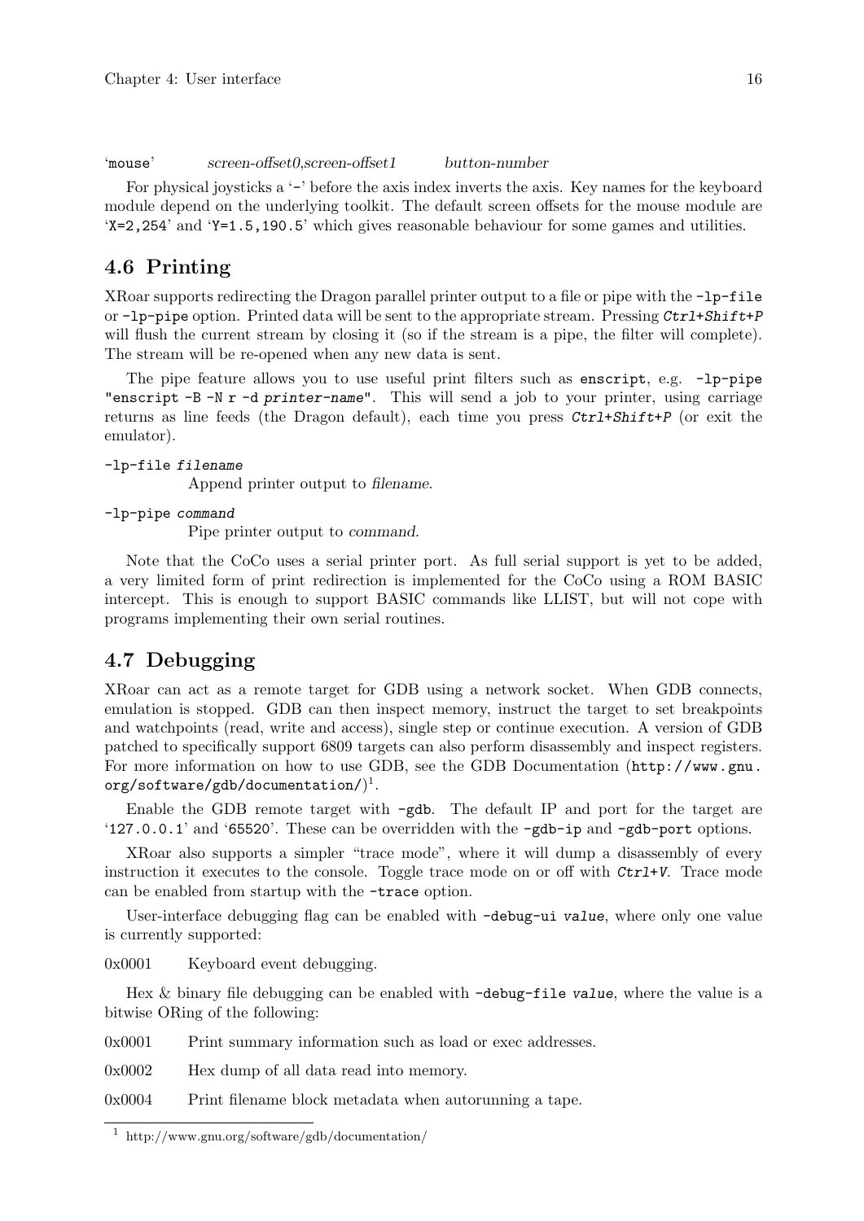'mouse'    *screen-offset0,screen-offset1*    *button-number*

For physical joysticks a '-' before the axis index inverts the axis. Key names for the keyboard module depend on the underlying toolkit. The default screen offsets for the mouse module are 'X=2,254' and 'Y=1.5,190.5' which gives reasonable behaviour for some games and utilities.

## 4.6 Printing

XRoar supports redirecting the Dragon parallel printer output to a file or pipe with the `-lp-file` or `-lp-pipe` option. Printed data will be sent to the appropriate stream. Pressing *Ctrl+Shift+P* will flush the current stream by closing it (so if the stream is a pipe, the filter will complete). The stream will be re-opened when any new data is sent.

The pipe feature allows you to use useful print filters such as `enscript`, e.g. `-lp-pipe "enscript -B -N r -d printer-name"`. This will send a job to your printer, using carriage returns as line feeds (the Dragon default), each time you press *Ctrl+Shift+P* (or exit the emulator).

`-lp-file filename`
: Append printer output to *filename*.

`-lp-pipe command`
: Pipe printer output to *command*.

Note that the CoCo uses a serial printer port. As full serial support is yet to be added, a very limited form of print redirection is implemented for the CoCo using a ROM BASIC intercept. This is enough to support BASIC commands like LLIST, but will not cope with programs implementing their own serial routines.

## 4.7 Debugging

XRoar can act as a remote target for GDB using a network socket. When GDB connects, emulation is stopped. GDB can then inspect memory, instruct the target to set breakpoints and watchpoints (read, write and access), single step or continue execution. A version of GDB patched to specifically support 6809 targets can also perform disassembly and inspect registers. For more information on how to use GDB, see the GDB Documentation (`http://www.gnu.org/software/gdb/documentation/`)[1].

Enable the GDB remote target with `-gdb`. The default IP and port for the target are '127.0.0.1' and '65520'. These can be overridden with the `-gdb-ip` and `-gdb-port` options.

XRoar also supports a simpler "trace mode", where it will dump a disassembly of every instruction it executes to the console. Toggle trace mode on or off with *Ctrl+V*. Trace mode can be enabled from startup with the `-trace` option.

User-interface debugging flag can be enabled with `-debug-ui value`, where only one value is currently supported:

0x0001    Keyboard event debugging.

Hex & binary file debugging can be enabled with `-debug-file value`, where the value is a bitwise ORing of the following:

0x0001    Print summary information such as load or exec addresses.

0x0002    Hex dump of all data read into memory.

0x0004    Print filename block metadata when autorunning a tape.

---

[1] http://www.gnu.org/software/gdb/documentation/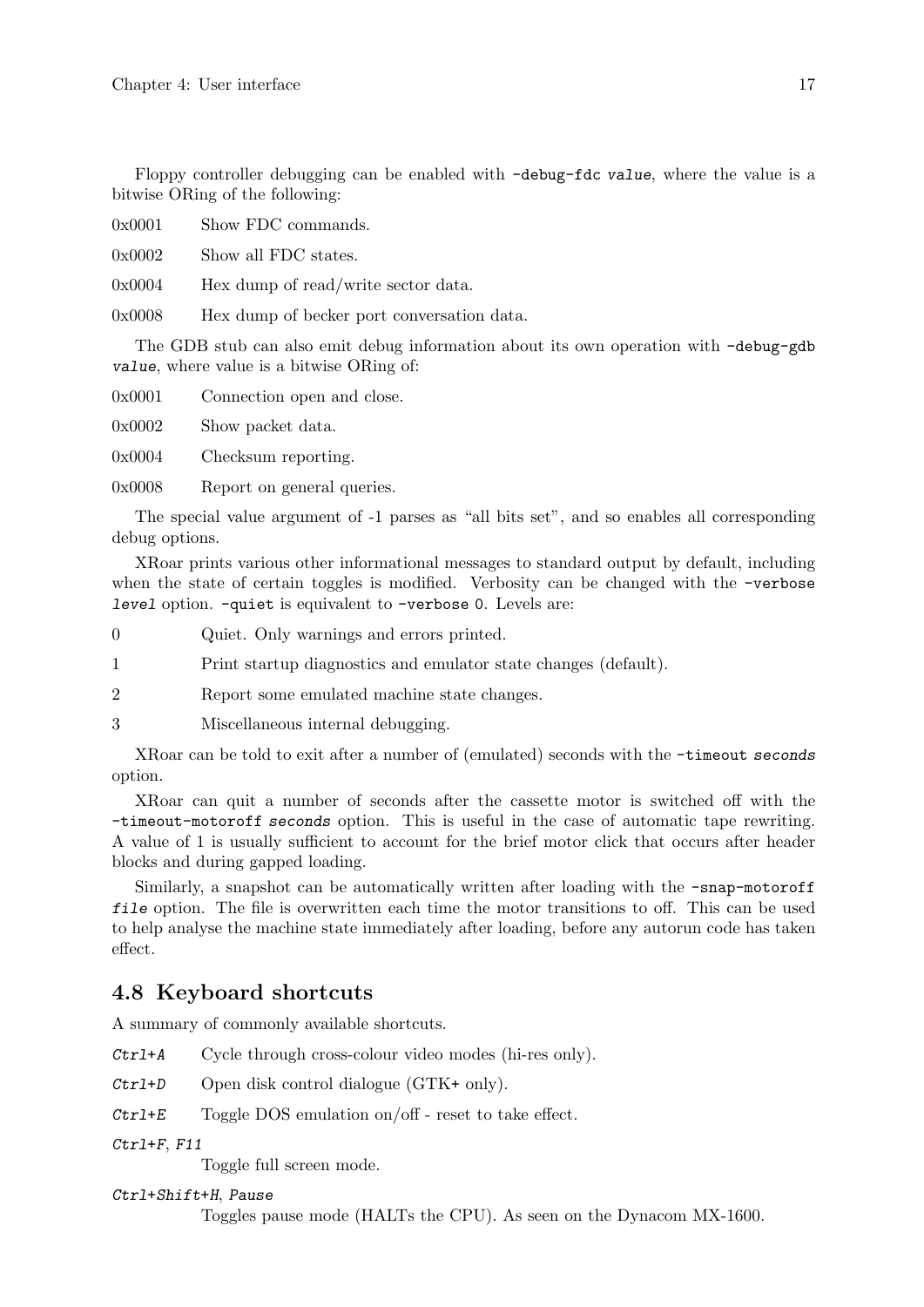Floppy controller debugging can be enabled with `-debug-fdc` *value*, where the value is a bitwise ORing of the following:

0x0001 Show FDC commands.

0x0002 Show all FDC states.

0x0004 Hex dump of read/write sector data.

0x0008 Hex dump of becker port conversation data.

The GDB stub can also emit debug information about its own operation with `-debug-gdb` *value*, where value is a bitwise ORing of:

0x0001 Connection open and close.

0x0002 Show packet data.

0x0004 Checksum reporting.

0x0008 Report on general queries.

The special value argument of -1 parses as "all bits set", and so enables all corresponding debug options.

XRoar prints various other informational messages to standard output by default, including when the state of certain toggles is modified. Verbosity can be changed with the `-verbose` *level* option. `-quiet` is equivalent to `-verbose 0`. Levels are:

0 Quiet. Only warnings and errors printed.

1 Print startup diagnostics and emulator state changes (default).

2 Report some emulated machine state changes.

3 Miscellaneous internal debugging.

XRoar can be told to exit after a number of (emulated) seconds with the `-timeout` *seconds* option.

XRoar can quit a number of seconds after the cassette motor is switched off with the `-timeout-motoroff` *seconds* option. This is useful in the case of automatic tape rewriting. A value of 1 is usually sufficient to account for the brief motor click that occurs after header blocks and during gapped loading.

Similarly, a snapshot can be automatically written after loading with the `-snap-motoroff` *file* option. The file is overwritten each time the motor transitions to off. This can be used to help analyse the machine state immediately after loading, before any autorun code has taken effect.

## 4.8 Keyboard shortcuts

A summary of commonly available shortcuts.

*Ctrl+A* Cycle through cross-colour video modes (hi-res only).

*Ctrl+D* Open disk control dialogue (GTK+ only).

*Ctrl+E* Toggle DOS emulation on/off - reset to take effect.

*Ctrl+F*, *F11*
Toggle full screen mode.

*Ctrl+Shift+H*, *Pause*
Toggles pause mode (HALTs the CPU). As seen on the Dynacom MX-1600.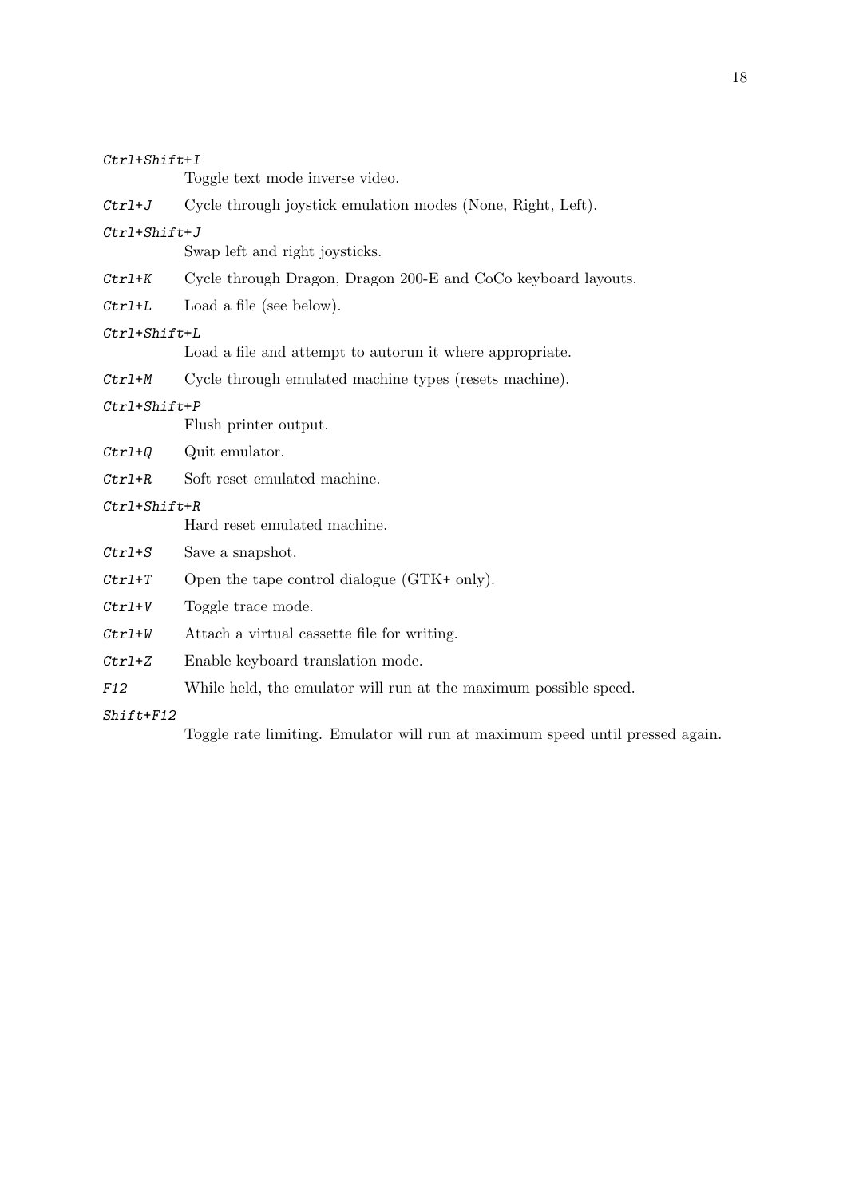*Ctrl+Shift+I*
: Toggle text mode inverse video.

*Ctrl+J*
: Cycle through joystick emulation modes (None, Right, Left).

*Ctrl+Shift+J*
: Swap left and right joysticks.

*Ctrl+K*
: Cycle through Dragon, Dragon 200-E and CoCo keyboard layouts.

*Ctrl+L*
: Load a file (see below).

*Ctrl+Shift+L*
: Load a file and attempt to autorun it where appropriate.

*Ctrl+M*
: Cycle through emulated machine types (resets machine).

*Ctrl+Shift+P*
: Flush printer output.

*Ctrl+Q*
: Quit emulator.

*Ctrl+R*
: Soft reset emulated machine.

*Ctrl+Shift+R*
: Hard reset emulated machine.

*Ctrl+S*
: Save a snapshot.

*Ctrl+T*
: Open the tape control dialogue (GTK+ only).

*Ctrl+V*
: Toggle trace mode.

*Ctrl+W*
: Attach a virtual cassette file for writing.

*Ctrl+Z*
: Enable keyboard translation mode.

*F12*
: While held, the emulator will run at the maximum possible speed.

*Shift+F12*
: Toggle rate limiting. Emulator will run at maximum speed until pressed again.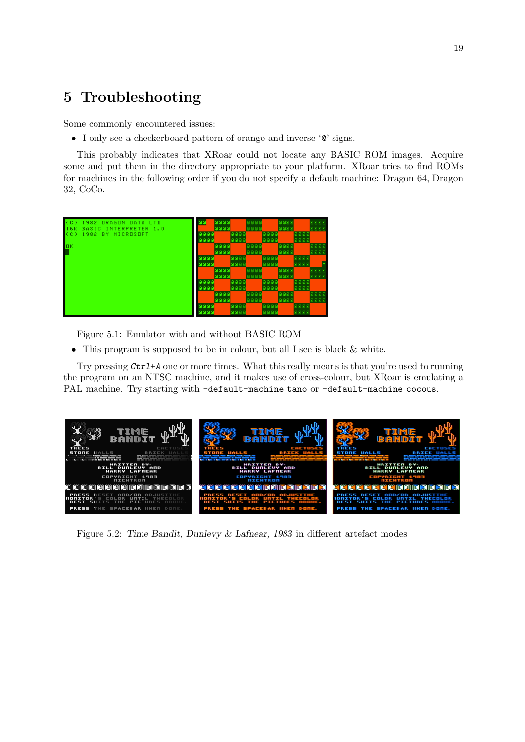# 5 Troubleshooting

Some commonly encountered issues:

- I only see a checkerboard pattern of orange and inverse '@' signs.

This probably indicates that XRoar could not locate any BASIC ROM images. Acquire some and put them in the directory appropriate to your platform. XRoar tries to find ROMs for machines in the following order if you do not specify a default machine: Dragon 64, Dragon 32, CoCo.

Figure 5.1: Emulator with and without BASIC ROM

- This program is supposed to be in colour, but all I see is black & white.

Try pressing *Ctrl+A* one or more times. What this really means is that you're used to running the program on an NTSC machine, and it makes use of cross-colour, but XRoar is emulating a PAL machine. Try starting with `-default-machine tano` or `-default-machine cocous`.

Figure 5.2: *Time Bandit, Dunlevy & Lafnear, 1983* in different artefact modes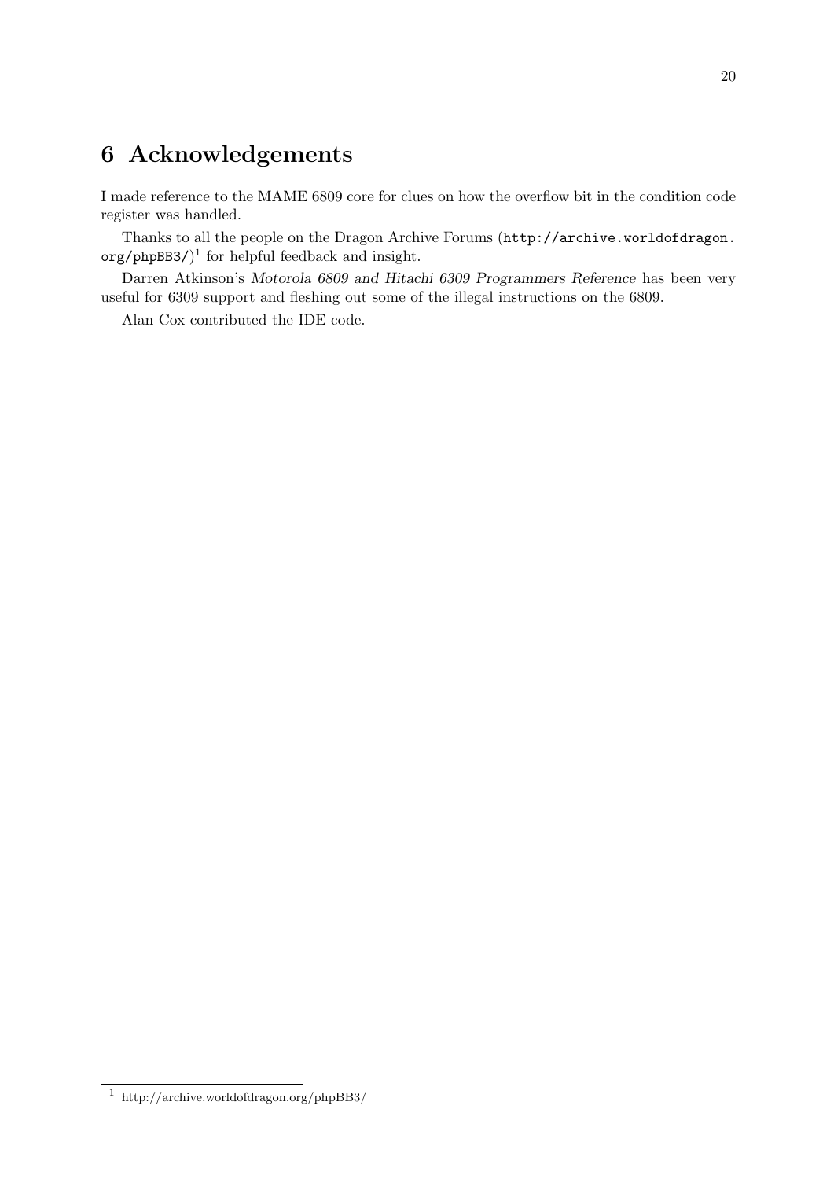# 6 Acknowledgements

I made reference to the MAME 6809 core for clues on how the overflow bit in the condition code register was handled.

Thanks to all the people on the Dragon Archive Forums (`http://archive.worldofdragon.org/phpBB3/`)[1] for helpful feedback and insight.

Darren Atkinson's *Motorola 6809 and Hitachi 6309 Programmers Reference* has been very useful for 6309 support and fleshing out some of the illegal instructions on the 6809.

Alan Cox contributed the IDE code.

[1] http://archive.worldofdragon.org/phpBB3/